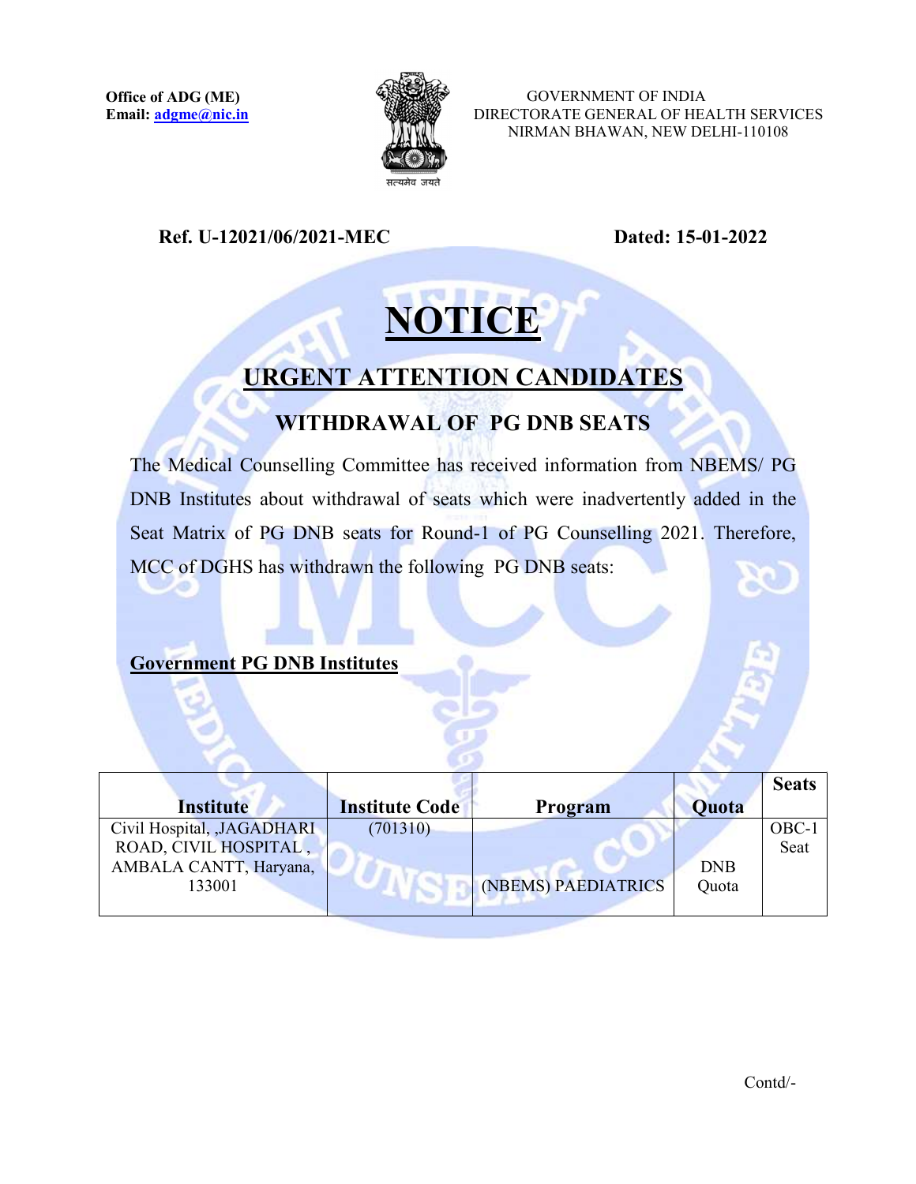**Office of ADG (ME)**
**Email: adgme@nic.in**

GOVERNMENT OF INDIA
DIRECTORATE GENERAL OF HEALTH SERVICES
NIRMAN BHAWAN, NEW DELHI-110108

**Ref. U-12021/06/2021-MEC** **Dated: 15-01-2022**

# NOTICE

## URGENT ATTENTION CANDIDATES

### WITHDRAWAL OF PG DNB SEATS

The Medical Counselling Committee has received information from NBEMS/ PG DNB Institutes about withdrawal of seats which were inadvertently added in the Seat Matrix of PG DNB seats for Round-1 of PG Counselling 2021. Therefore, MCC of DGHS has withdrawn the following PG DNB seats:

**Government PG DNB Institutes**

| Institute | Institute Code | Program | Quota | Seats |
|---|---|---|---|---|
| Civil Hospital, ,JAGADHARI ROAD, CIVIL HOSPITAL , AMBALA CANTT, Haryana, 133001 | (701310) | (NBEMS) PAEDIATRICS | DNB Quota | OBC-1 Seat |

Contd/-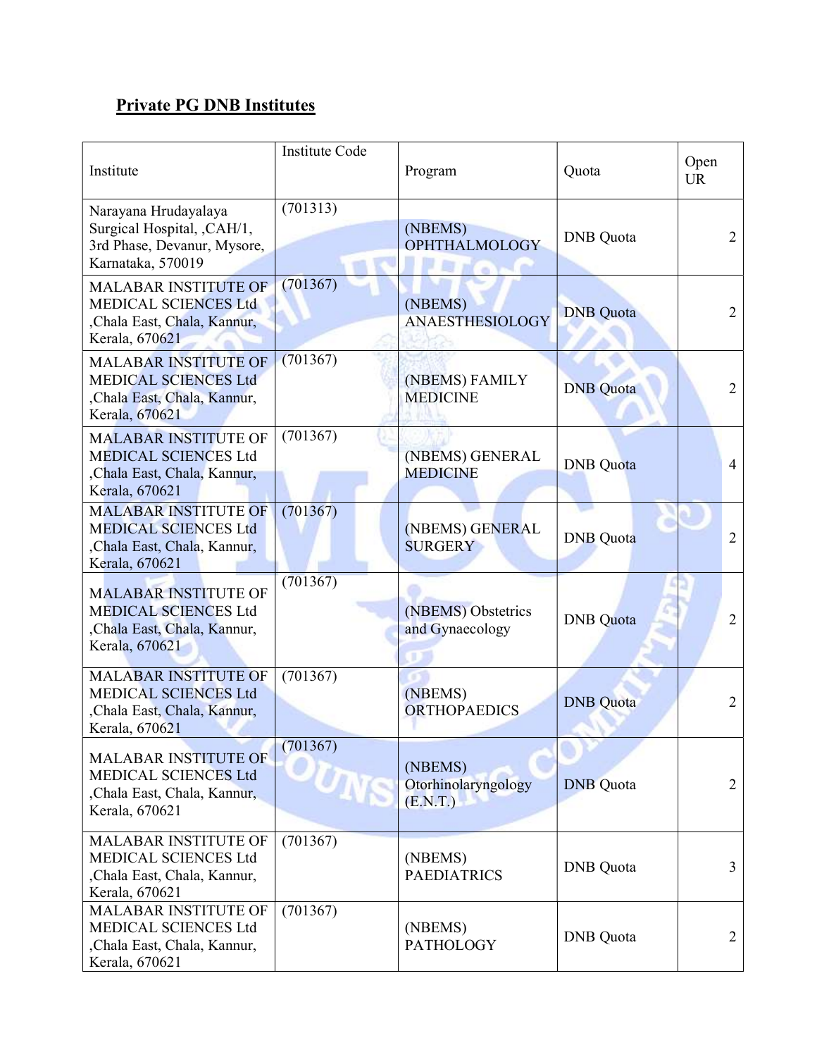## Private PG DNB Institutes

| Institute | Institute Code | Program | Quota | Open UR |
|---|---|---|---|---|
| Narayana Hrudayalaya Surgical Hospital, ,CAH/1, 3rd Phase, Devanur, Mysore, Karnataka, 570019 | (701313) | (NBEMS) OPHTHALMOLOGY | DNB Quota | 2 |
| MALABAR INSTITUTE OF MEDICAL SCIENCES Ltd ,Chala East, Chala, Kannur, Kerala, 670621 | (701367) | (NBEMS) ANAESTHESIOLOGY | DNB Quota | 2 |
| MALABAR INSTITUTE OF MEDICAL SCIENCES Ltd ,Chala East, Chala, Kannur, Kerala, 670621 | (701367) | (NBEMS) FAMILY MEDICINE | DNB Quota | 2 |
| MALABAR INSTITUTE OF MEDICAL SCIENCES Ltd ,Chala East, Chala, Kannur, Kerala, 670621 | (701367) | (NBEMS) GENERAL MEDICINE | DNB Quota | 4 |
| MALABAR INSTITUTE OF MEDICAL SCIENCES Ltd ,Chala East, Chala, Kannur, Kerala, 670621 | (701367) | (NBEMS) GENERAL SURGERY | DNB Quota | 2 |
| MALABAR INSTITUTE OF MEDICAL SCIENCES Ltd ,Chala East, Chala, Kannur, Kerala, 670621 | (701367) | (NBEMS) Obstetrics and Gynaecology | DNB Quota | 2 |
| MALABAR INSTITUTE OF MEDICAL SCIENCES Ltd ,Chala East, Chala, Kannur, Kerala, 670621 | (701367) | (NBEMS) ORTHOPAEDICS | DNB Quota | 2 |
| MALABAR INSTITUTE OF MEDICAL SCIENCES Ltd ,Chala East, Chala, Kannur, Kerala, 670621 | (701367) | (NBEMS) Otorhinolaryngology (E.N.T.) | DNB Quota | 2 |
| MALABAR INSTITUTE OF MEDICAL SCIENCES Ltd ,Chala East, Chala, Kannur, Kerala, 670621 | (701367) | (NBEMS) PAEDIATRICS | DNB Quota | 3 |
| MALABAR INSTITUTE OF MEDICAL SCIENCES Ltd ,Chala East, Chala, Kannur, Kerala, 670621 | (701367) | (NBEMS) PATHOLOGY | DNB Quota | 2 |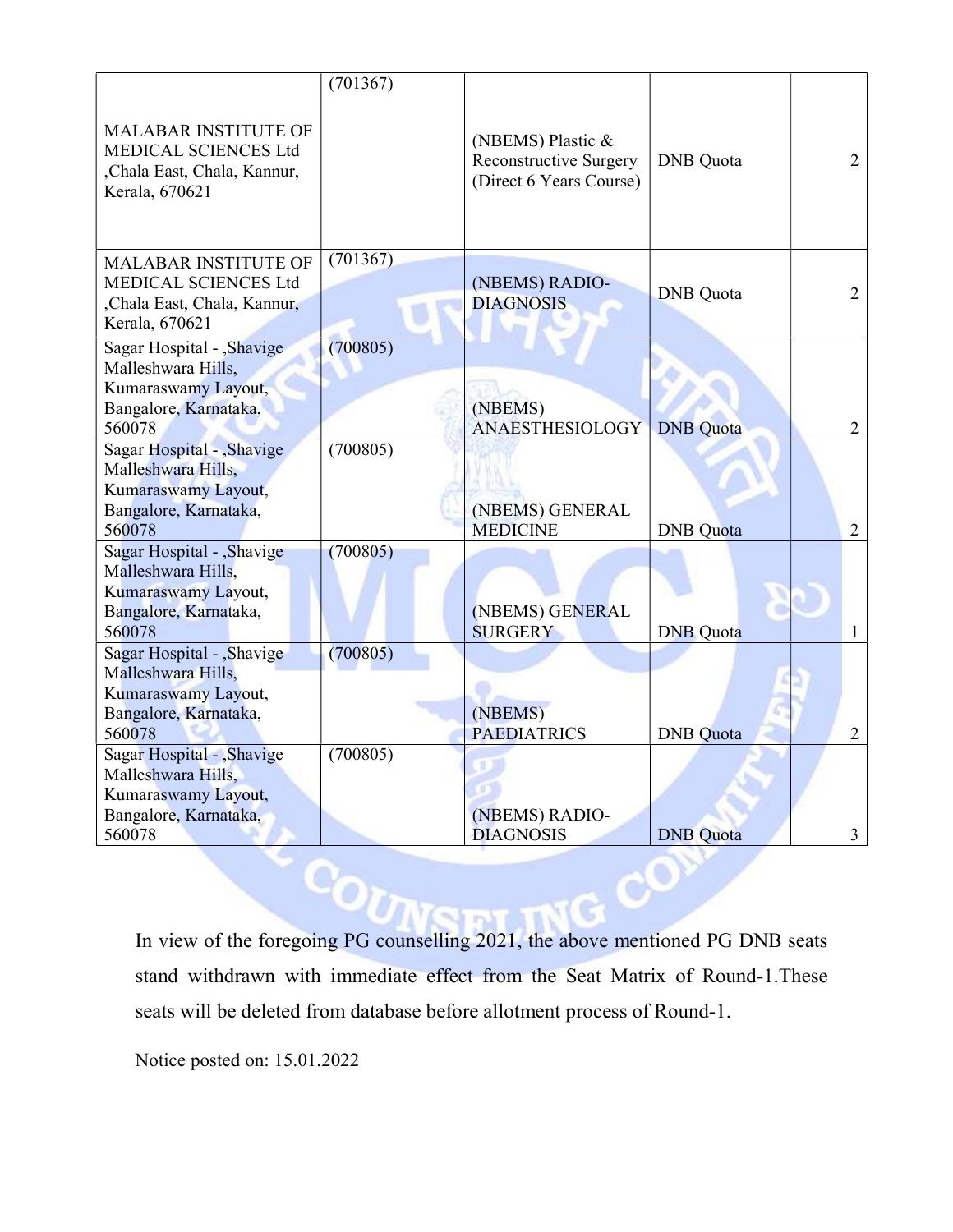| | | | | |
|---|---|---|---|---|
| MALABAR INSTITUTE OF MEDICAL SCIENCES Ltd ,Chala East, Chala, Kannur, Kerala, 670621 | (701367) | (NBEMS) Plastic & Reconstructive Surgery (Direct 6 Years Course) | DNB Quota | 2 |
| MALABAR INSTITUTE OF MEDICAL SCIENCES Ltd ,Chala East, Chala, Kannur, Kerala, 670621 | (701367) | (NBEMS) RADIO-DIAGNOSIS | DNB Quota | 2 |
| Sagar Hospital - ,Shavige Malleshwara Hills, Kumaraswamy Layout, Bangalore, Karnataka, 560078 | (700805) | (NBEMS) ANAESTHESIOLOGY | DNB Quota | 2 |
| Sagar Hospital - ,Shavige Malleshwara Hills, Kumaraswamy Layout, Bangalore, Karnataka, 560078 | (700805) | (NBEMS) GENERAL MEDICINE | DNB Quota | 2 |
| Sagar Hospital - ,Shavige Malleshwara Hills, Kumaraswamy Layout, Bangalore, Karnataka, 560078 | (700805) | (NBEMS) GENERAL SURGERY | DNB Quota | 1 |
| Sagar Hospital - ,Shavige Malleshwara Hills, Kumaraswamy Layout, Bangalore, Karnataka, 560078 | (700805) | (NBEMS) PAEDIATRICS | DNB Quota | 2 |
| Sagar Hospital - ,Shavige Malleshwara Hills, Kumaraswamy Layout, Bangalore, Karnataka, 560078 | (700805) | (NBEMS) RADIO-DIAGNOSIS | DNB Quota | 3 |

In view of the foregoing PG counselling 2021, the above mentioned PG DNB seats stand withdrawn with immediate effect from the Seat Matrix of Round-1.These seats will be deleted from database before allotment process of Round-1.

Notice posted on: 15.01.2022